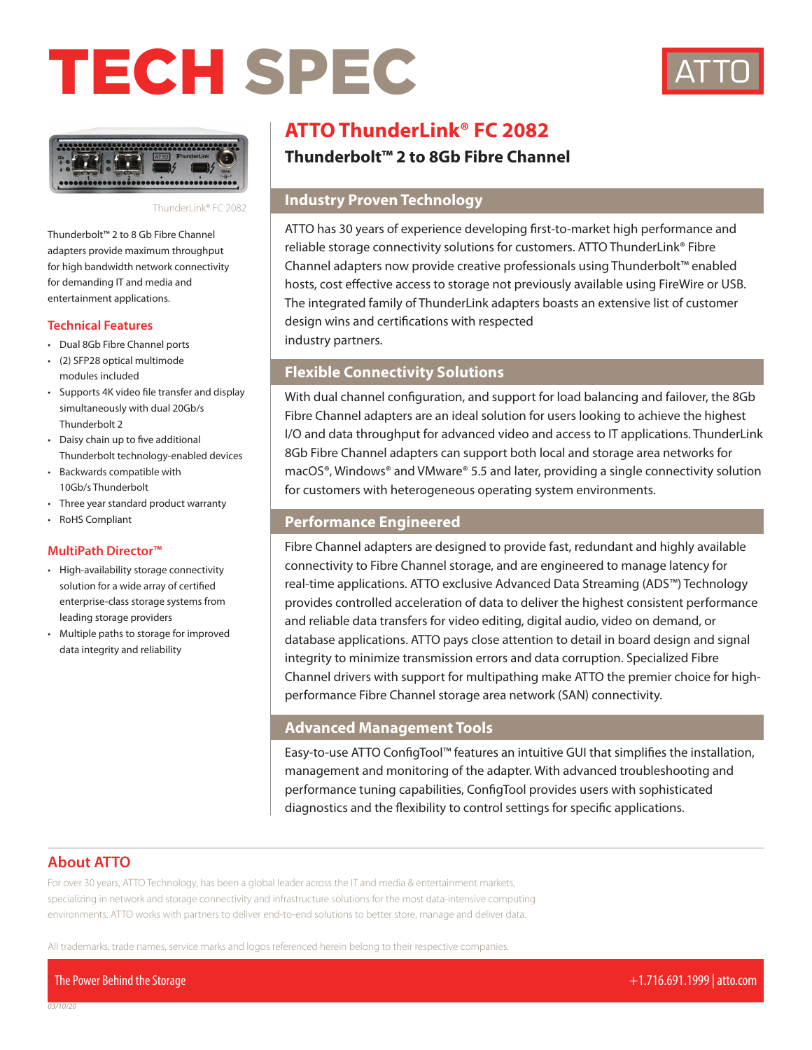# TECH SPEC

ThunderLink® FC 2082

Thunderbolt™ 2 to 8 Gb Fibre Channel adapters provide maximum throughput for high bandwidth network connectivity for demanding IT and media and entertainment applications.

### Technical Features

- Dual 8Gb Fibre Channel ports
- (2) SFP28 optical multimode modules included
- Supports 4K video file transfer and display simultaneously with dual 20Gb/s Thunderbolt 2
- Daisy chain up to five additional Thunderbolt technology-enabled devices
- Backwards compatible with 10Gb/s Thunderbolt
- Three year standard product warranty
- RoHS Compliant

### MultiPath Director™

- High-availability storage connectivity solution for a wide array of certified enterprise-class storage systems from leading storage providers
- Multiple paths to storage for improved data integrity and reliability

## ATTO ThunderLink® FC 2082

**Thunderbolt™ 2 to 8Gb Fibre Channel**

### Industry Proven Technology

ATTO has 30 years of experience developing first-to-market high performance and reliable storage connectivity solutions for customers. ATTO ThunderLink® Fibre Channel adapters now provide creative professionals using Thunderbolt™ enabled hosts, cost effective access to storage not previously available using FireWire or USB. The integrated family of ThunderLink adapters boasts an extensive list of customer design wins and certifications with respected industry partners.

### Flexible Connectivity Solutions

With dual channel configuration, and support for load balancing and failover, the 8Gb Fibre Channel adapters are an ideal solution for users looking to achieve the highest I/O and data throughput for advanced video and access to IT applications. ThunderLink 8Gb Fibre Channel adapters can support both local and storage area networks for macOS®, Windows® and VMware® 5.5 and later, providing a single connectivity solution for customers with heterogeneous operating system environments.

### Performance Engineered

Fibre Channel adapters are designed to provide fast, redundant and highly available connectivity to Fibre Channel storage, and are engineered to manage latency for real-time applications. ATTO exclusive Advanced Data Streaming (ADS™) Technology provides controlled acceleration of data to deliver the highest consistent performance and reliable data transfers for video editing, digital audio, video on demand, or database applications. ATTO pays close attention to detail in board design and signal integrity to minimize transmission errors and data corruption. Specialized Fibre Channel drivers with support for multipathing make ATTO the premier choice for high-performance Fibre Channel storage area network (SAN) connectivity.

### Advanced Management Tools

Easy-to-use ATTO ConfigTool™ features an intuitive GUI that simplifies the installation, management and monitoring of the adapter. With advanced troubleshooting and performance tuning capabilities, ConfigTool provides users with sophisticated diagnostics and the flexibility to control settings for specific applications.

## About ATTO

For over 30 years, ATTO Technology, has been a global leader across the IT and media & entertainment markets, specializing in network and storage connectivity and infrastructure solutions for the most data-intensive computing environments. ATTO works with partners to deliver end-to-end solutions to better store, manage and deliver data.

All trademarks, trade names, service marks and logos referenced herein belong to their respective companies.

The Power Behind the Storage

+1.716.691.1999 | atto.com

03/10/20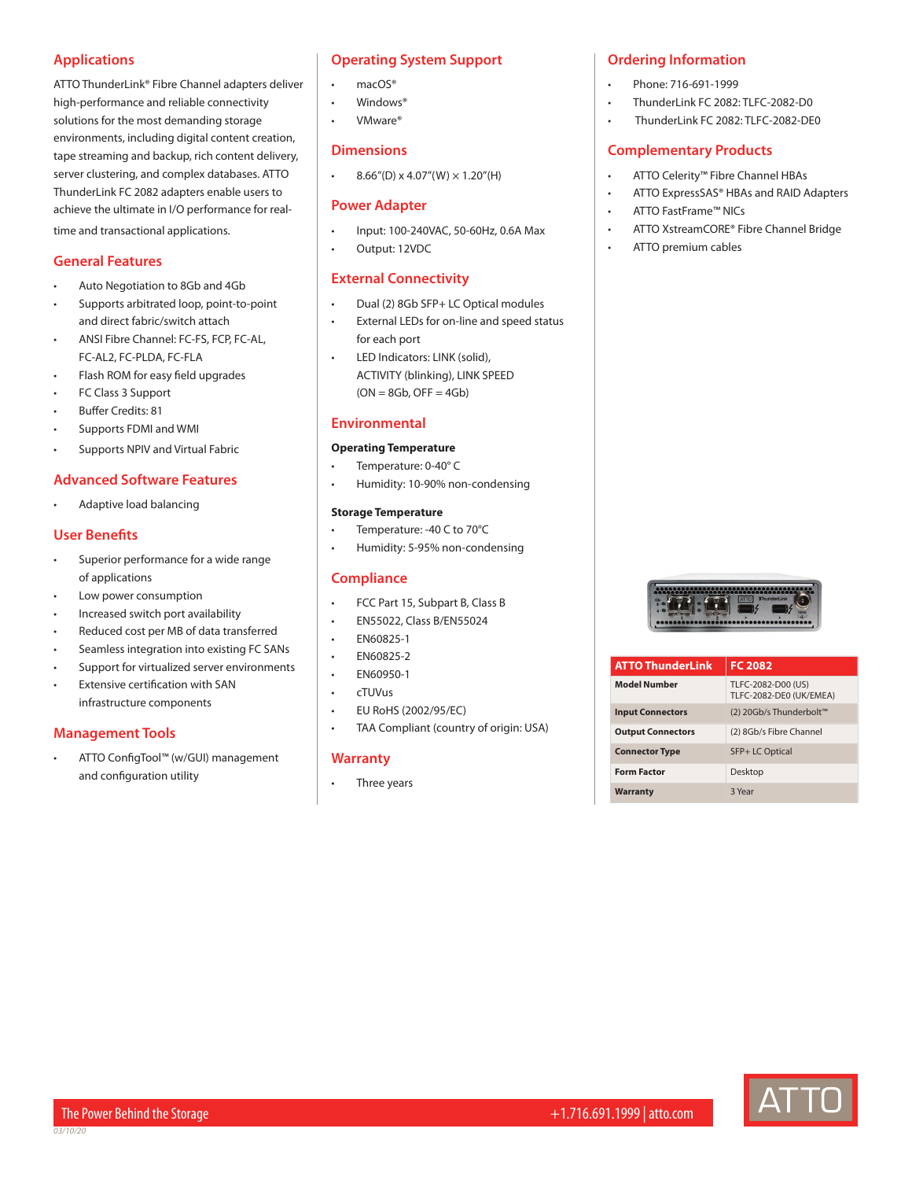## Applications

ATTO ThunderLink® Fibre Channel adapters deliver high-performance and reliable connectivity solutions for the most demanding storage environments, including digital content creation, tape streaming and backup, rich content delivery, server clustering, and complex databases. ATTO ThunderLink FC 2082 adapters enable users to achieve the ultimate in I/O performance for real-time and transactional applications.

## General Features

- Auto Negotiation to 8Gb and 4Gb
- Supports arbitrated loop, point-to-point and direct fabric/switch attach
- ANSI Fibre Channel: FC-FS, FCP, FC-AL, FC-AL2, FC-PLDA, FC-FLA
- Flash ROM for easy field upgrades
- FC Class 3 Support
- Buffer Credits: 81
- Supports FDMI and WMI
- Supports NPIV and Virtual Fabric

## Advanced Software Features

- Adaptive load balancing

## User Benefits

- Superior performance for a wide range of applications
- Low power consumption
- Increased switch port availability
- Reduced cost per MB of data transferred
- Seamless integration into existing FC SANs
- Support for virtualized server environments
- Extensive certification with SAN infrastructure components

## Management Tools

- ATTO ConfigTool™ (w/GUI) management and configuration utility

## Operating System Support

- macOS®
- Windows®
- VMware®

## Dimensions

- 8.66"(D) x 4.07"(W) x 1.20"(H)

## Power Adapter

- Input: 100-240VAC, 50-60Hz, 0.6A Max
- Output: 12VDC

## External Connectivity

- Dual (2) 8Gb SFP+ LC Optical modules
- External LEDs for on-line and speed status for each port
- LED Indicators: LINK (solid), ACTIVITY (blinking), LINK SPEED (ON = 8Gb, OFF = 4Gb)

## Environmental

**Operating Temperature**

- Temperature: 0-40° C
- Humidity: 10-90% non-condensing

**Storage Temperature**

- Temperature: -40 C to 70°C
- Humidity: 5-95% non-condensing

## Compliance

- FCC Part 15, Subpart B, Class B
- EN55022, Class B/EN55024
- EN60825-1
- EN60825-2
- EN60950-1
- cTUVus
- EU RoHS (2002/95/EC)
- TAA Compliant (country of origin: USA)

## Warranty

- Three years

## Ordering Information

- Phone: 716-691-1999
- ThunderLink FC 2082: TLFC-2082-D0
- ThunderLink FC 2082: TLFC-2082-DE0

## Complementary Products

- ATTO Celerity™ Fibre Channel HBAs
- ATTO ExpressSAS® HBAs and RAID Adapters
- ATTO FastFrame™ NICs
- ATTO XstreamCORE® Fibre Channel Bridge
- ATTO premium cables

| ATTO ThunderLink | FC 2082 |
|---|---|
| **Model Number** | TLFC-2082-D00 (US)<br>TLFC-2082-DE0 (UK/EMEA) |
| **Input Connectors** | (2) 20Gb/s Thunderbolt™ |
| **Output Connectors** | (2) 8Gb/s Fibre Channel |
| **Connector Type** | SFP+ LC Optical |
| **Form Factor** | Desktop |
| **Warranty** | 3 Year |

The Power Behind the Storage

+1.716.691.1999 | atto.com

03/10/20